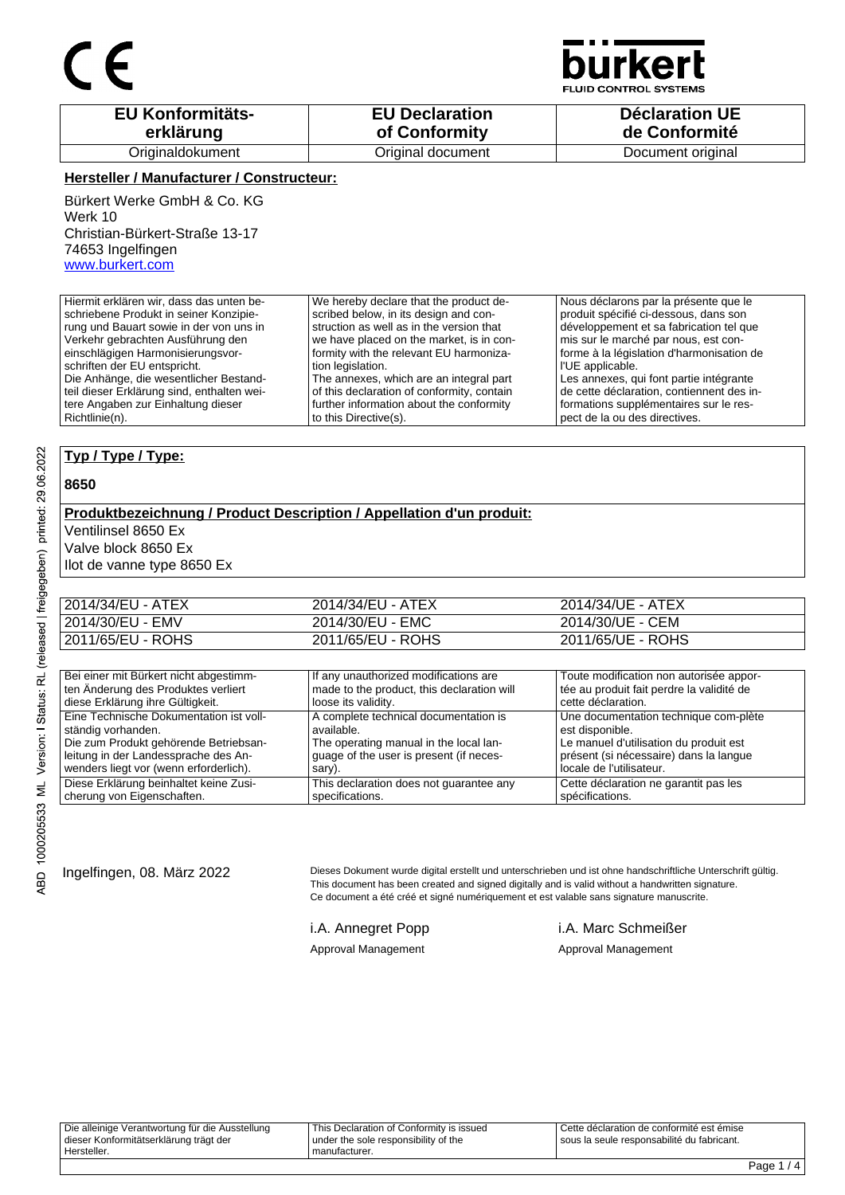CE

bürkert
FLUID CONTROL SYSTEMS

| EU Konformitäts-erklärung | EU Declaration of Conformity | Déclaration UE de Conformité |
|---|---|---|
| Originaldokument | Original document | Document original |

**Hersteller / Manufacturer / Constructeur:**

Bürkert Werke GmbH & Co. KG
Werk 10
Christian-Bürkert-Straße 13-17
74653 Ingelfingen
www.burkert.com

| | | |
|---|---|---|
| Hiermit erklären wir, dass das unten beschriebene Produkt in seiner Konzipierung und Bauart sowie in der von uns in Verkehr gebrachten Ausführung den einschlägigen Harmonisierungsvorschriften der EU entspricht. Die Anhänge, die wesentlicher Bestandteil dieser Erklärung sind, enthalten weitere Angaben zur Einhaltung dieser Richtlinie(n). | We hereby declare that the product described below, in its design and construction as well as in the version that we have placed on the market, is in conformity with the relevant EU harmonization legislation. The annexes, which are an integral part of this declaration of conformity, contain further information about the conformity to this Directive(s). | Nous déclarons par la présente que le produit spécifié ci-dessous, dans son développement et sa fabrication tel que mis sur le marché par nous, est conforme à la législation d'harmonisation de l'UE applicable. Les annexes, qui font partie intégrante de cette déclaration, contiennent des informations supplémentaires sur le respect de la ou des directives. |

**Typ / Type / Type:**

**8650**

**Produktbezeichnung / Product Description / Appellation d'un produit:**

Ventilinsel 8650 Ex
Valve block 8650 Ex
Ilot de vanne type 8650 Ex

| | | |
|---|---|---|
| 2014/34/EU - ATEX | 2014/34/EU - ATEX | 2014/34/UE - ATEX |
| 2014/30/EU - EMV | 2014/30/EU - EMC | 2014/30/UE - CEM |
| 2011/65/EU - ROHS | 2011/65/EU - ROHS | 2011/65/UE - ROHS |

| | | |
|---|---|---|
| Bei einer mit Bürkert nicht abgestimmten Änderung des Produktes verliert diese Erklärung ihre Gültigkeit. | If any unauthorized modifications are made to the product, this declaration will loose its validity. | Toute modification non autorisée apportée au produit fait perdre la validité de cette déclaration. |
| Eine Technische Dokumentation ist vollständig vorhanden. Die zum Produkt gehörende Betriebsanleitung in der Landessprache des Anwenders liegt vor (wenn erforderlich). | A complete technical documentation is available. The operating manual in the local language of the user is present (if necessary). | Une documentation technique com-plète est disponible. Le manuel d'utilisation du produit est présent (si nécessaire) dans la langue locale de l'utilisateur. |
| Diese Erklärung beinhaltet keine Zusicherung von Eigenschaften. | This declaration does not guarantee any specifications. | Cette déclaration ne garantit pas les spécifications. |

Ingelfingen, 08. März 2022

Dieses Dokument wurde digital erstellt und unterschrieben und ist ohne handschriftliche Unterschrift gültig.
This document has been created and signed digitally and is valid without a handwritten signature.
Ce document a été créé et signé numériquement et est valable sans signature manuscrite.

i.A. Annegret Popp
Approval Management

i.A. Marc Schmeißer
Approval Management

| | | |
|---|---|---|
| Die alleinige Verantwortung für die Ausstellung dieser Konformitätserklärung trägt der Hersteller. | This Declaration of Conformity is issued under the sole responsibility of the manufacturer. | Cette déclaration de conformité est émise sous la seule responsabilité du fabricant. |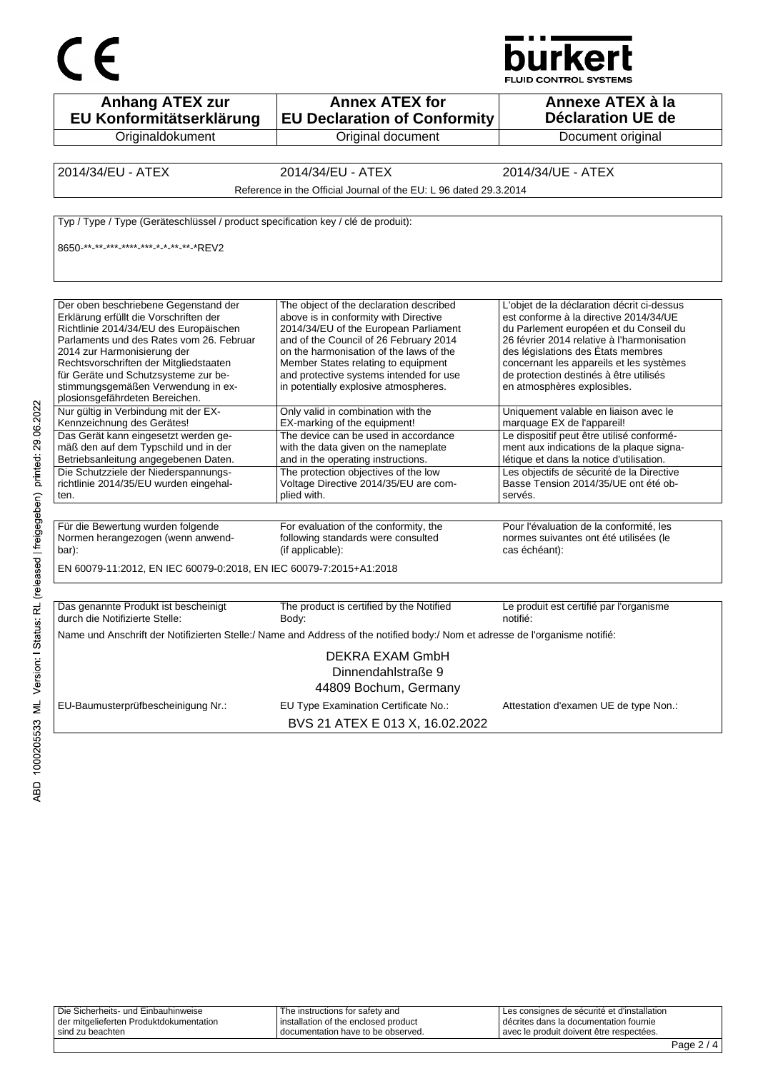CE

bürkert
FLUID CONTROL SYSTEMS

| Anhang ATEX zur EU Konformitätserklärung | Annex ATEX for EU Declaration of Conformity | Annexe ATEX à la Déclaration UE de |
| --- | --- | --- |
| Originaldokument | Original document | Document original |

| 2014/34/EU - ATEX | 2014/34/EU - ATEX | 2014/34/UE - ATEX |
| --- | --- | --- |
| Reference in the Official Journal of the EU: L 96 dated 29.3.2014 | | |

Typ / Type / Type (Geräteschlüssel / product specification key / clé de produit):

8650-**-**-***-****-***-*-*-**-**-*REV2

| Der oben beschriebene Gegenstand der Erklärung erfüllt die Vorschriften der Richtlinie 2014/34/EU des Europäischen Parlaments und des Rates vom 26. Februar 2014 zur Harmonisierung der Rechtsvorschriften der Mitgliedstaaten für Geräte und Schutzsysteme zur bestimmungsgemäßen Verwendung in explosionsgefährdeten Bereichen. | The object of the declaration described above is in conformity with Directive 2014/34/EU of the European Parliament and of the Council of 26 February 2014 on the harmonisation of the laws of the Member States relating to equipment and protective systems intended for use in potentially explosive atmospheres. | L'objet de la déclaration décrit ci-dessus est conforme à la directive 2014/34/UE du Parlement européen et du Conseil du 26 février 2014 relative à l'harmonisation des législations des États membres concernant les appareils et les systèmes de protection destinés à être utilisés en atmosphères explosibles. |
| --- | --- | --- |
| Nur gültig in Verbindung mit der EX-Kennzeichnung des Gerätes! | Only valid in combination with the EX-marking of the equipment! | Uniquement valable en liaison avec le marquage EX de l'appareil! |
| Das Gerät kann eingesetzt werden gemäß den auf dem Typschild und in der Betriebsanleitung angegebenen Daten. | The device can be used in accordance with the data given on the nameplate and in the operating instructions. | Le dispositif peut être utilisé conformément aux indications de la plaque signalétique et dans la notice d'utilisation. |
| Die Schutzziele der Niederspannungsrichtlinie 2014/35/EU wurden eingehalten. | The protection objectives of the low Voltage Directive 2014/35/EU are complied with. | Les objectifs de sécurité de la Directive Basse Tension 2014/35/UE ont été observés. |

| Für die Bewertung wurden folgende Normen herangezogen (wenn anwendbar): | For evaluation of the conformity, the following standards were consulted (if applicable): | Pour l'évaluation de la conformité, les normes suivantes ont été utilisées (le cas échéant): |
| --- | --- | --- |
| EN 60079-11:2012, EN IEC 60079-0:2018, EN IEC 60079-7:2015+A1:2018 | | |

| Das genannte Produkt ist bescheinigt durch die Notifizierte Stelle: | The product is certified by the Notified Body: | Le produit est certifié par l'organisme notifié: |
| --- | --- | --- |
| Name und Anschrift der Notifizierten Stelle:/ Name and Address of the notified body:/ Nom et adresse de l'organisme notifié: | | |
| | DEKRA EXAM GmbH<br>Dinnendahlstraße 9<br>44809 Bochum, Germany | |
| EU-Baumusterprüfbescheinigung Nr.: | EU Type Examination Certificate No.: | Attestation d'examen UE de type Non.: |
| | BVS 21 ATEX E 013 X, 16.02.2022 | |

ABD 1000205533 ML Version: I Status: RL (released | freigegeben) printed: 29.06.2022

| Die Sicherheits- und Einbauhinweise der mitgelieferten Produktdokumentation sind zu beachten | The instructions for safety and installation of the enclosed product documentation have to be observed. | Les consignes de sécurité et d'installation décrites dans la documentation fournie avec le produit doivent être respectées. |
| --- | --- | --- |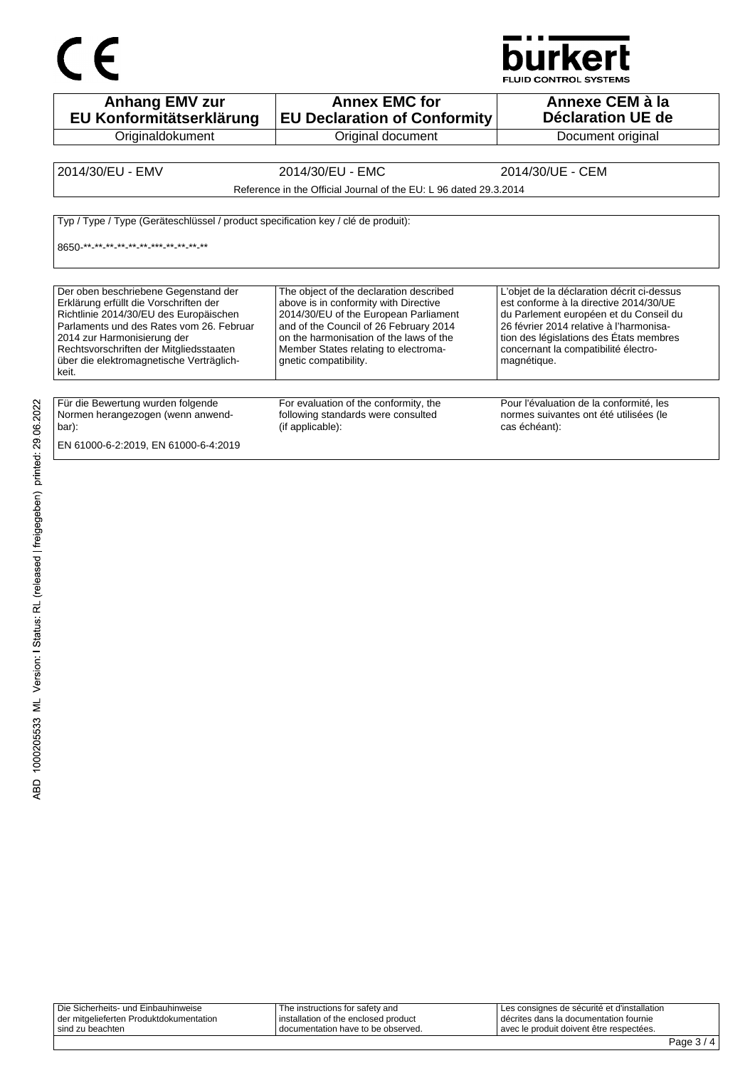CE

bürkert
FLUID CONTROL SYSTEMS

| Anhang EMV zur EU Konformitätserklärung | Annex EMC for EU Declaration of Conformity | Annexe CEM à la Déclaration UE de |
|---|---|---|
| Originaldokument | Original document | Document original |

| 2014/30/EU - EMV | 2014/30/EU - EMC | 2014/30/UE - CEM |
|---|---|---|
| | Reference in the Official Journal of the EU: L 96 dated 29.3.2014 | |

Typ / Type / Type (Geräteschlüssel / product specification key / clé de produit):

8650-**-**-**-**-**-**-***-**-**-**-**

| Der oben beschriebene Gegenstand der Erklärung erfüllt die Vorschriften der Richtlinie 2014/30/EU des Europäischen Parlaments und des Rates vom 26. Februar 2014 zur Harmonisierung der Rechtsvorschriften der Mitgliedsstaaten über die elektromagnetische Verträglichkeit. | The object of the declaration described above is in conformity with Directive 2014/30/EU of the European Parliament and of the Council of 26 February 2014 on the harmonisation of the laws of the Member States relating to electromagnetic compatibility. | L'objet de la déclaration décrit ci-dessus est conforme à la directive 2014/30/UE du Parlement européen et du Conseil du 26 février 2014 relative à l'harmonisation des législations des États membres concernant la compatibilité électromagnétique. |
|---|---|---|

| Für die Bewertung wurden folgende Normen herangezogen (wenn anwendbar): | For evaluation of the conformity, the following standards were consulted (if applicable): | Pour l'évaluation de la conformité, les normes suivantes ont été utilisées (le cas échéant): |
|---|---|---|

EN 61000-6-2:2019, EN 61000-6-4:2019

ABD 1000205533 ML Version: I Status: RL (released | freigegeben) printed: 29.06.2022

| Die Sicherheits- und Einbauhinweise der mitgelieferten Produktdokumentation sind zu beachten | The instructions for safety and installation of the enclosed product documentation have to be observed. | Les consignes de sécurité et d'installation décrites dans la documentation fournie avec le produit doivent être respectées. |
|---|---|---|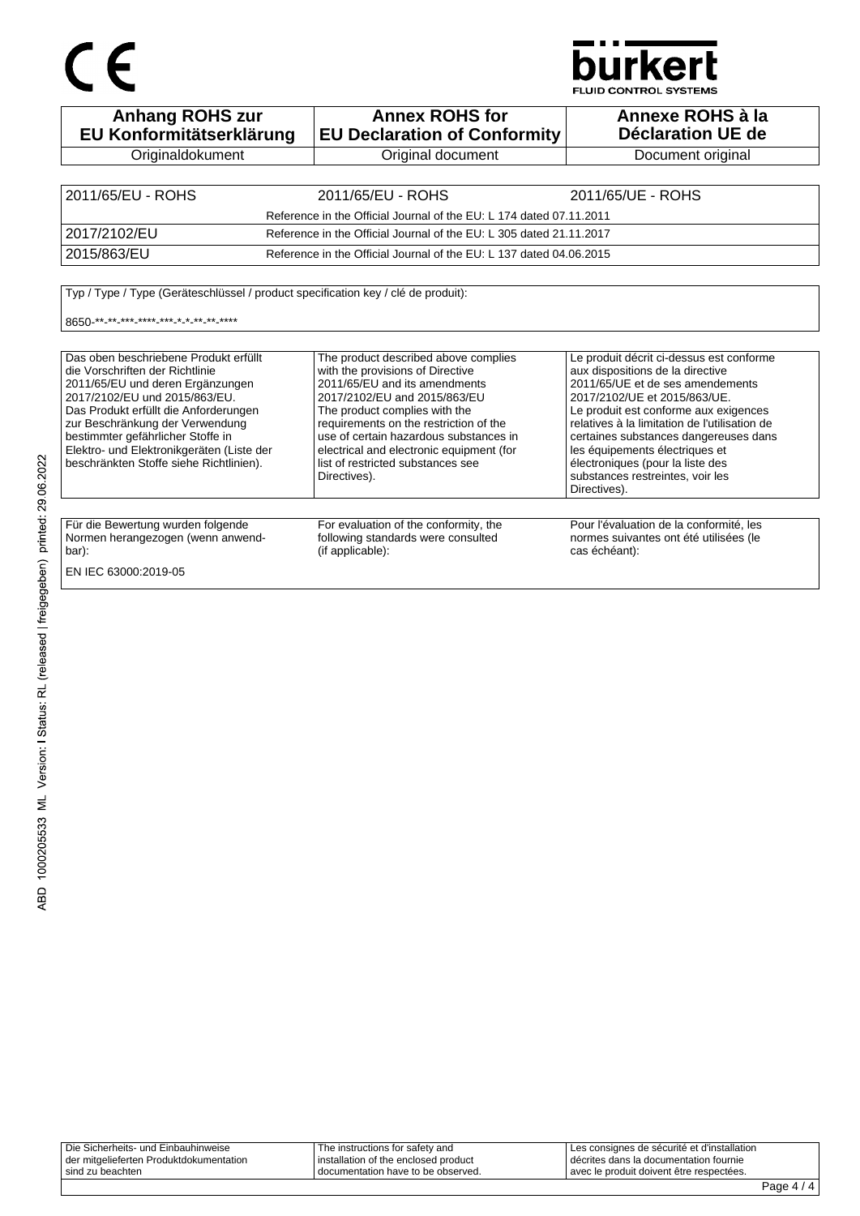| Anhang ROHS zur EU Konformitätserklärung | Annex ROHS for EU Declaration of Conformity | Annexe ROHS à la Déclaration UE de |
|---|---|---|
| Originaldokument | Original document | Document original |

| | | |
|---|---|---|
| 2011/65/EU - ROHS | 2011/65/EU - ROHS | 2011/65/UE - ROHS |
| | Reference in the Official Journal of the EU: L 174 dated 07.11.2011 | |
| 2017/2102/EU | Reference in the Official Journal of the EU: L 305 dated 21.11.2017 | |
| 2015/863/EU | Reference in the Official Journal of the EU: L 137 dated 04.06.2015 | |

Typ / Type / Type (Geräteschlüssel / product specification key / clé de produit):

8650-**-**-***-****-***-*-*-**-**-****

| | | |
|---|---|---|
| Das oben beschriebene Produkt erfüllt die Vorschriften der Richtlinie 2011/65/EU und deren Ergänzungen 2017/2102/EU und 2015/863/EU. Das Produkt erfüllt die Anforderungen zur Beschränkung der Verwendung bestimmter gefährlicher Stoffe in Elektro- und Elektronikgeräten (Liste der beschränkten Stoffe siehe Richtlinien). | The product described above complies with the provisions of Directive 2011/65/EU and its amendments 2017/2102/EU and 2015/863/EU The product complies with the requirements on the restriction of the use of certain hazardous substances in electrical and electronic equipment (for list of restricted substances see Directives). | Le produit décrit ci-dessus est conforme aux dispositions de la directive 2011/65/UE et de ses amendements 2017/2102/UE et 2015/863/UE. Le produit est conforme aux exigences relatives à la limitation de l'utilisation de certaines substances dangereuses dans les équipements électriques et électroniques (pour la liste des substances restreintes, voir les Directives). |

| | | |
|---|---|---|
| Für die Bewertung wurden folgende Normen herangezogen (wenn anwendbar): | For evaluation of the conformity, the following standards were consulted (if applicable): | Pour l'évaluation de la conformité, les normes suivantes ont été utilisées (le cas échéant): |

EN IEC 63000:2019-05

ABD 1000205533 ML Version: I Status: RL (released | freigegeben) printed: 29.06.2022

| | | |
|---|---|---|
| Die Sicherheits- und Einbauhinweise der mitgelieferten Produktdokumentation sind zu beachten | The instructions for safety and installation of the enclosed product documentation have to be observed. | Les consignes de sécurité et d'installation décrites dans la documentation fournie avec le produit doivent être respectées. |